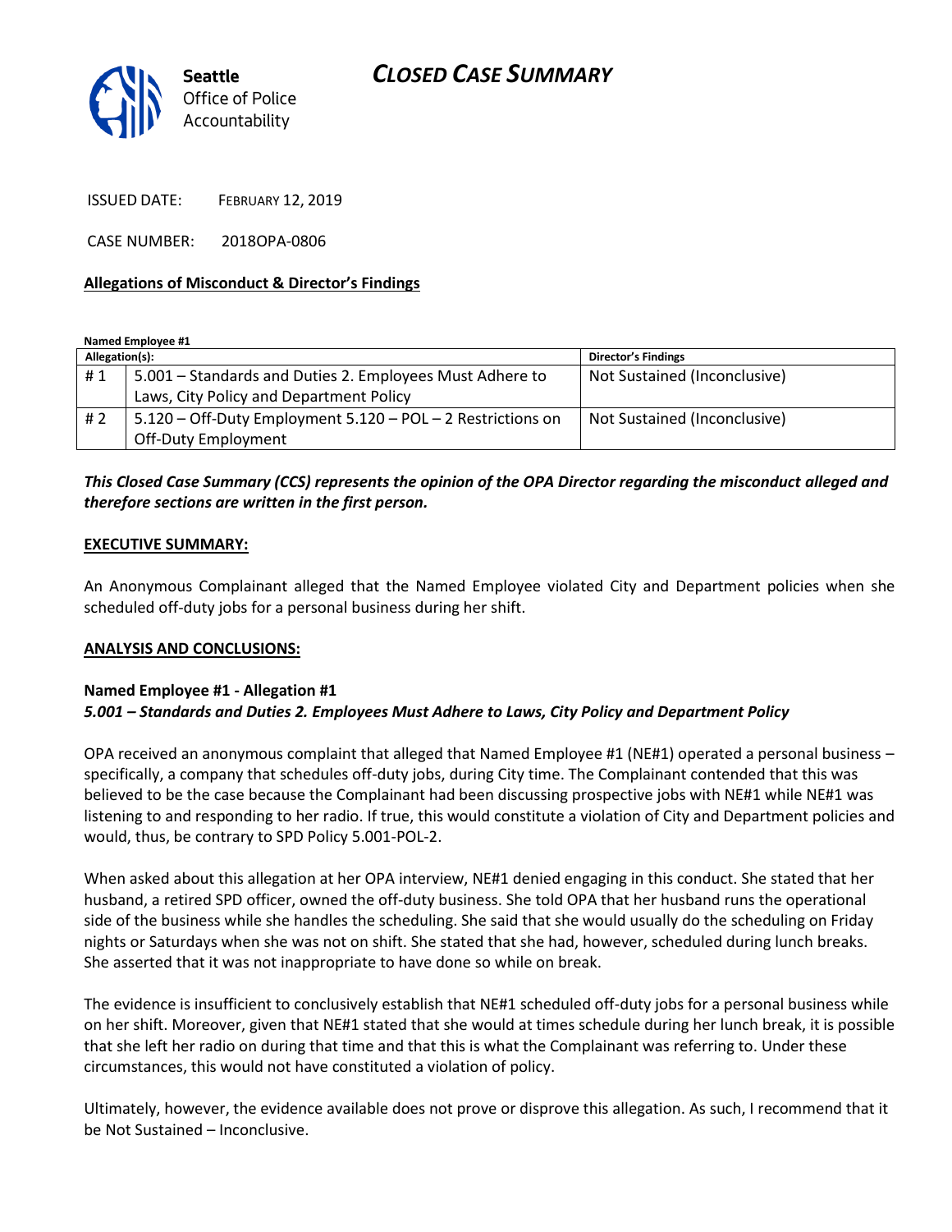Seattle Office of Police Accountability

# CLOSED CASE SUMMARY

ISSUED DATE: FEBRUARY 12, 2019

CASE NUMBER: 2018OPA-0806

## Allegations of Misconduct & Director's Findings

**Named Employee #1**

| Allegation(s): | | Director's Findings |
|---|---|---|
| # 1 | 5.001 – Standards and Duties 2. Employees Must Adhere to Laws, City Policy and Department Policy | Not Sustained (Inconclusive) |
| # 2 | 5.120 – Off-Duty Employment 5.120 – POL – 2 Restrictions on Off-Duty Employment | Not Sustained (Inconclusive) |

***This Closed Case Summary (CCS) represents the opinion of the OPA Director regarding the misconduct alleged and therefore sections are written in the first person.***

## EXECUTIVE SUMMARY:

An Anonymous Complainant alleged that the Named Employee violated City and Department policies when she scheduled off-duty jobs for a personal business during her shift.

## ANALYSIS AND CONCLUSIONS:

### Named Employee #1 - Allegation #1
***5.001 – Standards and Duties 2. Employees Must Adhere to Laws, City Policy and Department Policy***

OPA received an anonymous complaint that alleged that Named Employee #1 (NE#1) operated a personal business – specifically, a company that schedules off-duty jobs, during City time. The Complainant contended that this was believed to be the case because the Complainant had been discussing prospective jobs with NE#1 while NE#1 was listening to and responding to her radio. If true, this would constitute a violation of City and Department policies and would, thus, be contrary to SPD Policy 5.001-POL-2.

When asked about this allegation at her OPA interview, NE#1 denied engaging in this conduct. She stated that her husband, a retired SPD officer, owned the off-duty business. She told OPA that her husband runs the operational side of the business while she handles the scheduling. She said that she would usually do the scheduling on Friday nights or Saturdays when she was not on shift. She stated that she had, however, scheduled during lunch breaks. She asserted that it was not inappropriate to have done so while on break.

The evidence is insufficient to conclusively establish that NE#1 scheduled off-duty jobs for a personal business while on her shift. Moreover, given that NE#1 stated that she would at times schedule during her lunch break, it is possible that she left her radio on during that time and that this is what the Complainant was referring to. Under these circumstances, this would not have constituted a violation of policy.

Ultimately, however, the evidence available does not prove or disprove this allegation. As such, I recommend that it be Not Sustained – Inconclusive.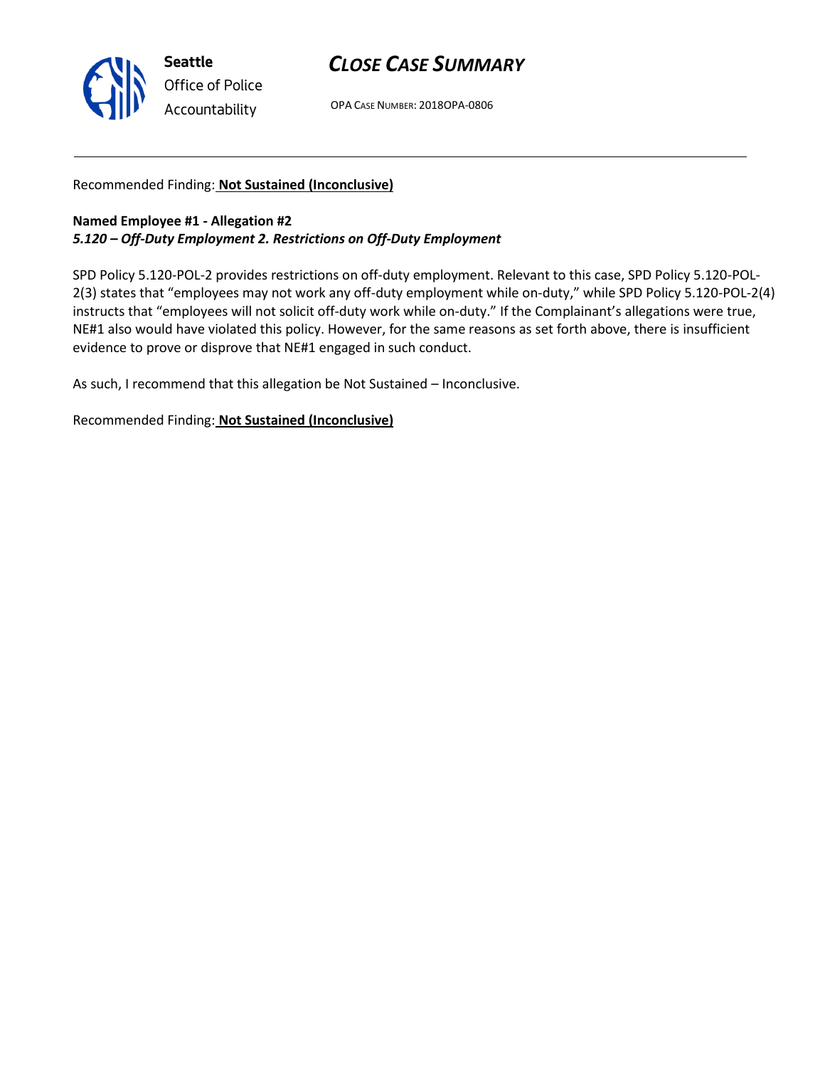Recommended Finding: **Not Sustained (Inconclusive)**

**Named Employee #1 - Allegation #2**
***5.120 – Off-Duty Employment 2. Restrictions on Off-Duty Employment***

SPD Policy 5.120-POL-2 provides restrictions on off-duty employment. Relevant to this case, SPD Policy 5.120-POL-2(3) states that "employees may not work any off-duty employment while on-duty," while SPD Policy 5.120-POL-2(4) instructs that "employees will not solicit off-duty work while on-duty." If the Complainant's allegations were true, NE#1 also would have violated this policy. However, for the same reasons as set forth above, there is insufficient evidence to prove or disprove that NE#1 engaged in such conduct.

As such, I recommend that this allegation be Not Sustained – Inconclusive.

Recommended Finding: **Not Sustained (Inconclusive)**